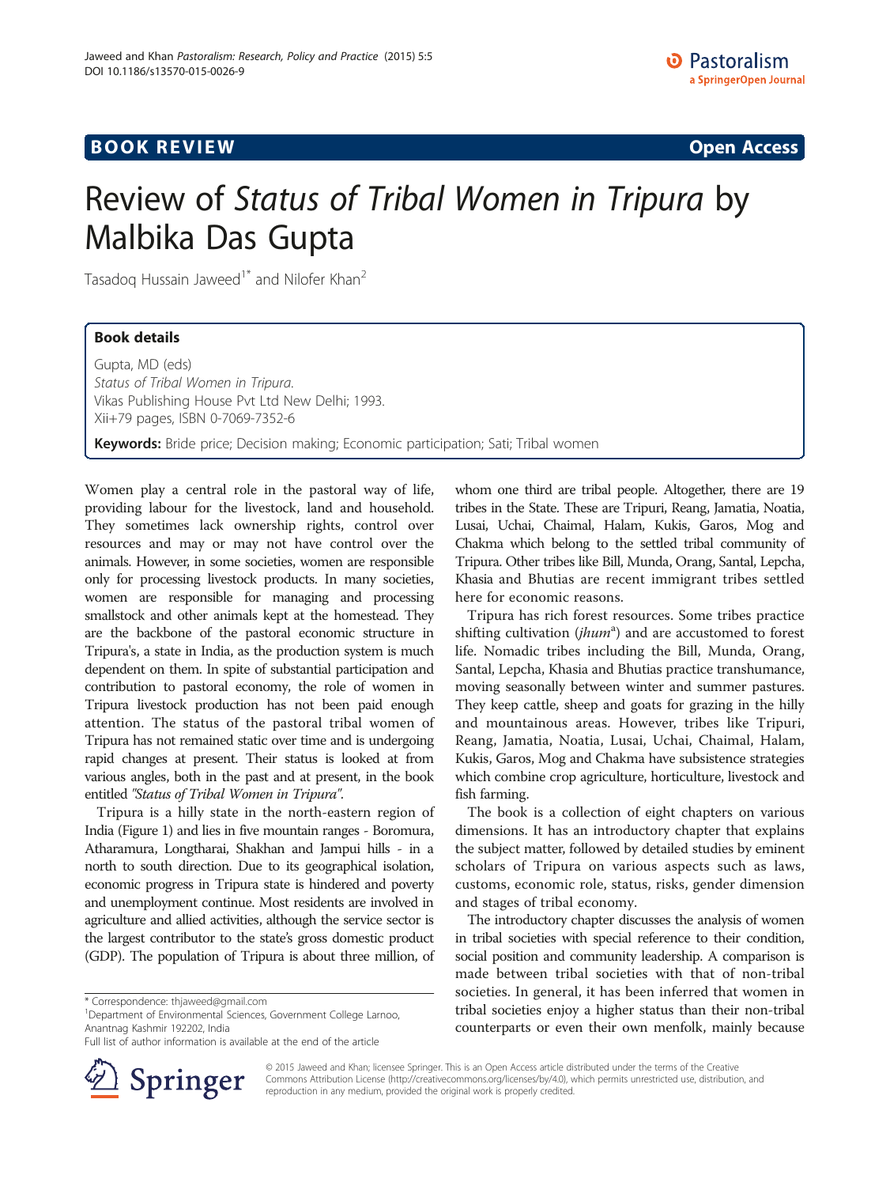**BOOK REVIEW** **Open Access**

# Review of *Status of Tribal Women in Tripura* by Malbika Das Gupta

Tasadoq Hussain Jaweed[1*] and Nilofer Khan[2]

**Book details**

Gupta, MD (eds)
*Status of Tribal Women in Tripura.*
Vikas Publishing House Pvt Ltd New Delhi; 1993.
Xii+79 pages, ISBN 0-7069-7352-6

**Keywords:** Bride price; Decision making; Economic participation; Sati; Tribal women

Women play a central role in the pastoral way of life, providing labour for the livestock, land and household. They sometimes lack ownership rights, control over resources and may or may not have control over the animals. However, in some societies, women are responsible only for processing livestock products. In many societies, women are responsible for managing and processing smallstock and other animals kept at the homestead. They are the backbone of the pastoral economic structure in Tripura's, a state in India, as the production system is much dependent on them. In spite of substantial participation and contribution to pastoral economy, the role of women in Tripura livestock production has not been paid enough attention. The status of the pastoral tribal women of Tripura has not remained static over time and is undergoing rapid changes at present. Their status is looked at from various angles, both in the past and at present, in the book entitled *"Status of Tribal Women in Tripura"*.

Tripura is a hilly state in the north-eastern region of India (Figure 1) and lies in five mountain ranges - Boromura, Atharamura, Longtharai, Shakhan and Jampui hills - in a north to south direction. Due to its geographical isolation, economic progress in Tripura state is hindered and poverty and unemployment continue. Most residents are involved in agriculture and allied activities, although the service sector is the largest contributor to the state's gross domestic product (GDP). The population of Tripura is about three million, of whom one third are tribal people. Altogether, there are 19 tribes in the State. These are Tripuri, Reang, Jamatia, Noatia, Lusai, Uchai, Chaimal, Halam, Kukis, Garos, Mog and Chakma which belong to the settled tribal community of Tripura. Other tribes like Bill, Munda, Orang, Santal, Lepcha, Khasia and Bhutias are recent immigrant tribes settled here for economic reasons.

Tripura has rich forest resources. Some tribes practice shifting cultivation (*jhum*[a]) and are accustomed to forest life. Nomadic tribes including the Bill, Munda, Orang, Santal, Lepcha, Khasia and Bhutias practice transhumance, moving seasonally between winter and summer pastures. They keep cattle, sheep and goats for grazing in the hilly and mountainous areas. However, tribes like Tripuri, Reang, Jamatia, Noatia, Lusai, Uchai, Chaimal, Halam, Kukis, Garos, Mog and Chakma have subsistence strategies which combine crop agriculture, horticulture, livestock and fish farming.

The book is a collection of eight chapters on various dimensions. It has an introductory chapter that explains the subject matter, followed by detailed studies by eminent scholars of Tripura on various aspects such as laws, customs, economic role, status, risks, gender dimension and stages of tribal economy.

The introductory chapter discusses the analysis of women in tribal societies with special reference to their condition, social position and community leadership. A comparison is made between tribal societies with that of non-tribal societies. In general, it has been inferred that women in tribal societies enjoy a higher status than their non-tribal counterparts or even their own menfolk, mainly because

\* Correspondence: thjaweed@gmail.com
[1]Department of Environmental Sciences, Government College Larnoo, Anantnag Kashmir 192202, India
Full list of author information is available at the end of the article

© 2015 Jaweed and Khan; licensee Springer. This is an Open Access article distributed under the terms of the Creative Commons Attribution License (http://creativecommons.org/licenses/by/4.0), which permits unrestricted use, distribution, and reproduction in any medium, provided the original work is properly credited.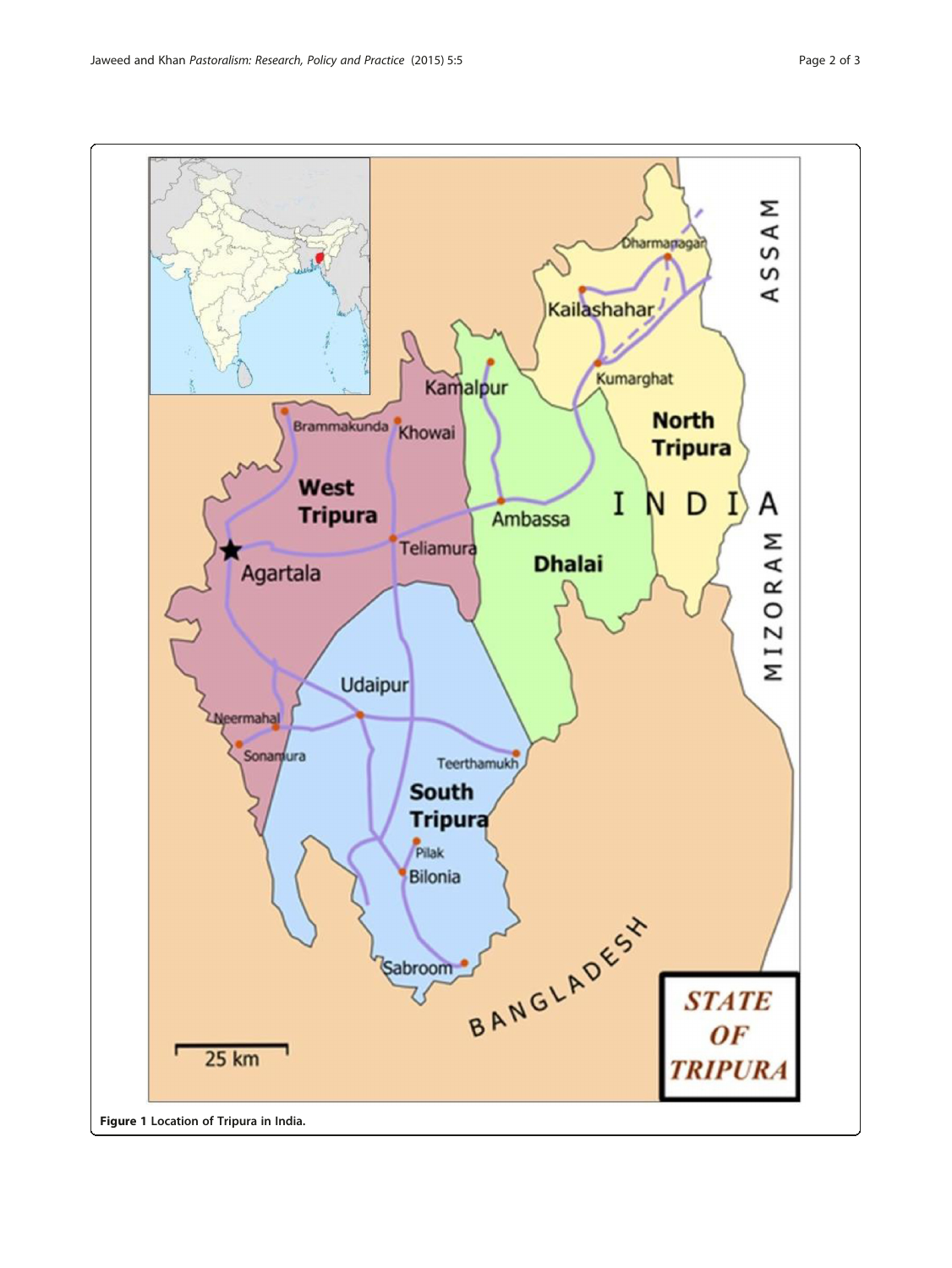**Figure 1** Location of Tripura in India.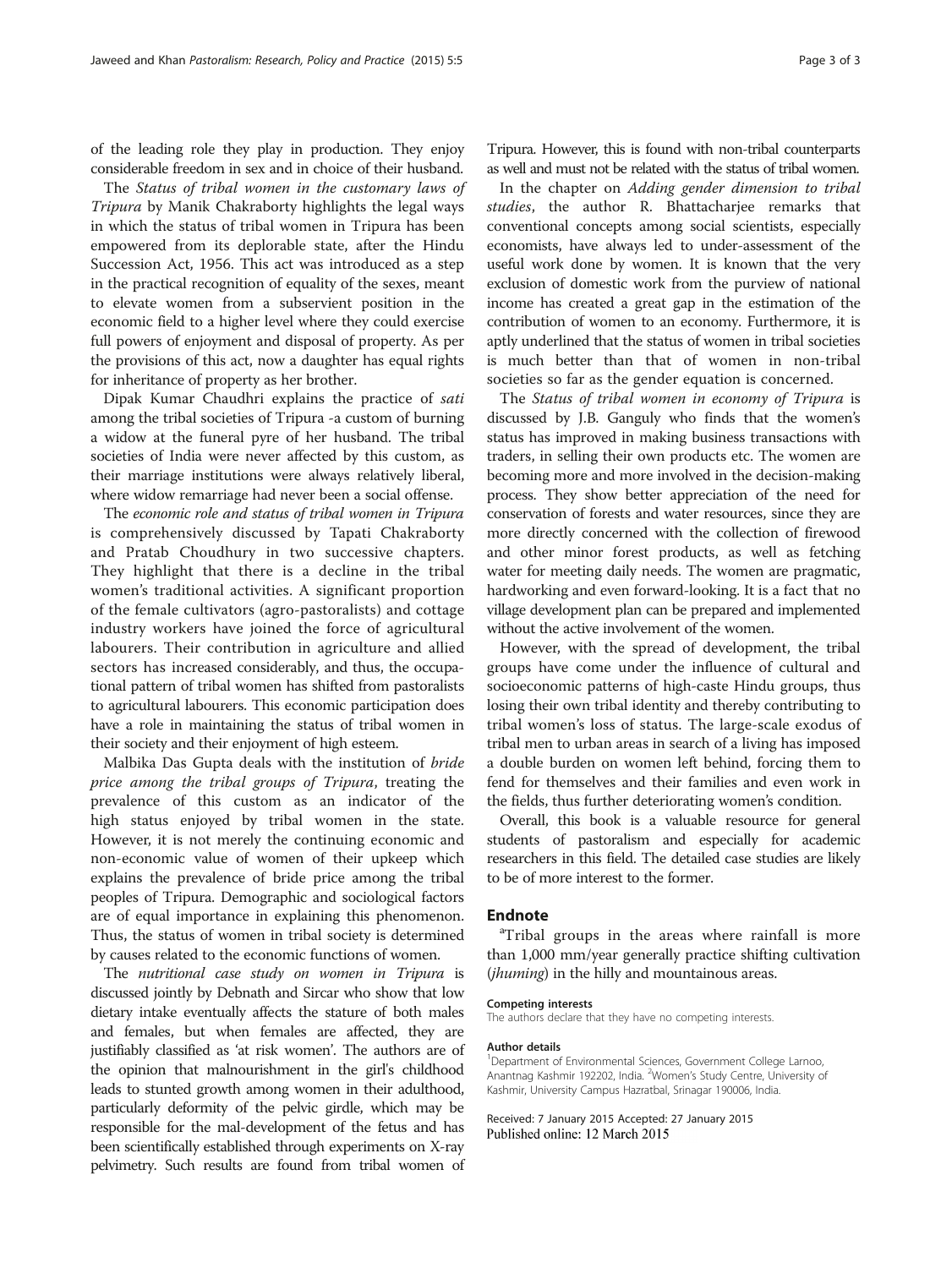of the leading role they play in production. They enjoy considerable freedom in sex and in choice of their husband.

The *Status of tribal women in the customary laws of Tripura* by Manik Chakraborty highlights the legal ways in which the status of tribal women in Tripura has been empowered from its deplorable state, after the Hindu Succession Act, 1956. This act was introduced as a step in the practical recognition of equality of the sexes, meant to elevate women from a subservient position in the economic field to a higher level where they could exercise full powers of enjoyment and disposal of property. As per the provisions of this act, now a daughter has equal rights for inheritance of property as her brother.

Dipak Kumar Chaudhri explains the practice of *sati* among the tribal societies of Tripura -a custom of burning a widow at the funeral pyre of her husband. The tribal societies of India were never affected by this custom, as their marriage institutions were always relatively liberal, where widow remarriage had never been a social offense.

The *economic role and status of tribal women in Tripura* is comprehensively discussed by Tapati Chakraborty and Pratab Choudhury in two successive chapters. They highlight that there is a decline in the tribal women's traditional activities. A significant proportion of the female cultivators (agro-pastoralists) and cottage industry workers have joined the force of agricultural labourers. Their contribution in agriculture and allied sectors has increased considerably, and thus, the occupational pattern of tribal women has shifted from pastoralists to agricultural labourers. This economic participation does have a role in maintaining the status of tribal women in their society and their enjoyment of high esteem.

Malbika Das Gupta deals with the institution of *bride price among the tribal groups of Tripura*, treating the prevalence of this custom as an indicator of the high status enjoyed by tribal women in the state. However, it is not merely the continuing economic and non-economic value of women of their upkeep which explains the prevalence of bride price among the tribal peoples of Tripura. Demographic and sociological factors are of equal importance in explaining this phenomenon. Thus, the status of women in tribal society is determined by causes related to the economic functions of women.

The *nutritional case study on women in Tripura* is discussed jointly by Debnath and Sircar who show that low dietary intake eventually affects the stature of both males and females, but when females are affected, they are justifiably classified as 'at risk women'. The authors are of the opinion that malnourishment in the girl's childhood leads to stunted growth among women in their adulthood, particularly deformity of the pelvic girdle, which may be responsible for the mal-development of the fetus and has been scientifically established through experiments on X-ray pelvimetry. Such results are found from tribal women of Tripura. However, this is found with non-tribal counterparts as well and must not be related with the status of tribal women.

In the chapter on *Adding gender dimension to tribal studies*, the author R. Bhattacharjee remarks that conventional concepts among social scientists, especially economists, have always led to under-assessment of the useful work done by women. It is known that the very exclusion of domestic work from the purview of national income has created a great gap in the estimation of the contribution of women to an economy. Furthermore, it is aptly underlined that the status of women in tribal societies is much better than that of women in non-tribal societies so far as the gender equation is concerned.

The *Status of tribal women in economy of Tripura* is discussed by J.B. Ganguly who finds that the women's status has improved in making business transactions with traders, in selling their own products etc. The women are becoming more and more involved in the decision-making process. They show better appreciation of the need for conservation of forests and water resources, since they are more directly concerned with the collection of firewood and other minor forest products, as well as fetching water for meeting daily needs. The women are pragmatic, hardworking and even forward-looking. It is a fact that no village development plan can be prepared and implemented without the active involvement of the women.

However, with the spread of development, the tribal groups have come under the influence of cultural and socioeconomic patterns of high-caste Hindu groups, thus losing their own tribal identity and thereby contributing to tribal women's loss of status. The large-scale exodus of tribal men to urban areas in search of a living has imposed a double burden on women left behind, forcing them to fend for themselves and their families and even work in the fields, thus further deteriorating women's condition.

Overall, this book is a valuable resource for general students of pastoralism and especially for academic researchers in this field. The detailed case studies are likely to be of more interest to the former.

## Endnote

[a]Tribal groups in the areas where rainfall is more than 1,000 mm/year generally practice shifting cultivation (*jhuming*) in the hilly and mountainous areas.

#### Competing interests

The authors declare that they have no competing interests.

#### Author details

[1]Department of Environmental Sciences, Government College Larnoo, Anantnag Kashmir 192202, India. [2]Women's Study Centre, University of Kashmir, University Campus Hazratbal, Srinagar 190006, India.

Received: 7 January 2015 Accepted: 27 January 2015
Published online: 12 March 2015